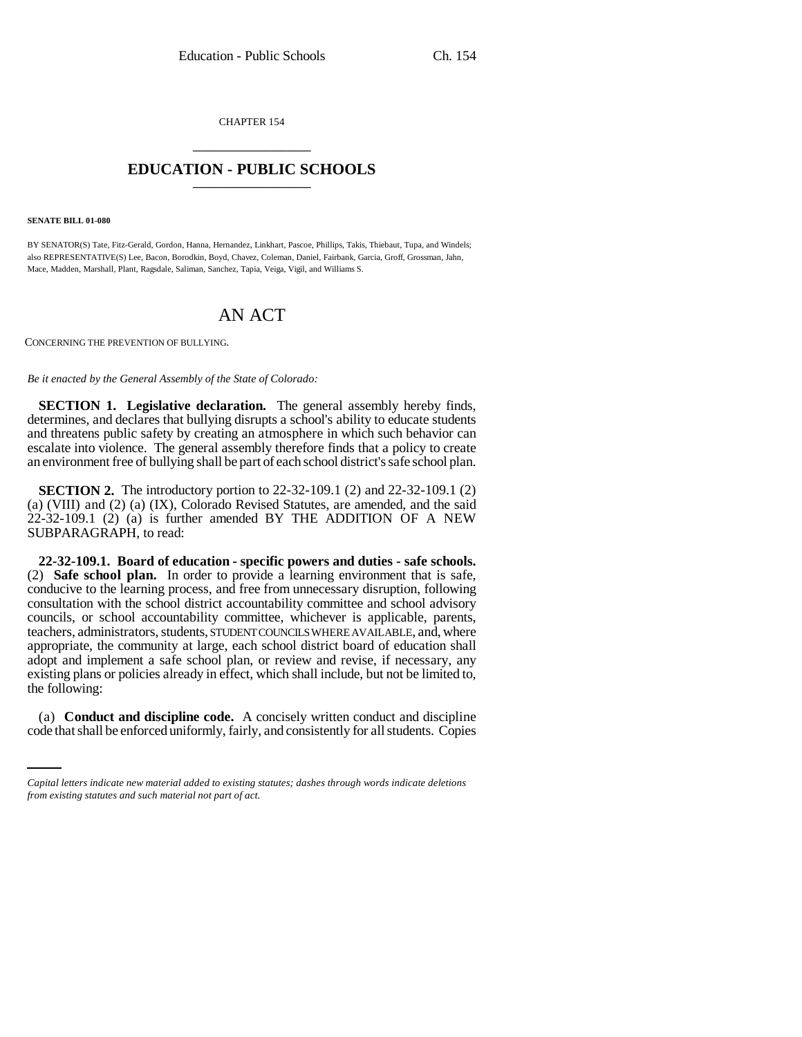CHAPTER 154

## EDUCATION - PUBLIC SCHOOLS

**SENATE BILL 01-080**

BY SENATOR(S) Tate, Fitz-Gerald, Gordon, Hanna, Hernandez, Linkhart, Pascoe, Phillips, Takis, Thiebaut, Tupa, and Windels; also REPRESENTATIVE(S) Lee, Bacon, Borodkin, Boyd, Chavez, Coleman, Daniel, Fairbank, Garcia, Groff, Grossman, Jahn, Mace, Madden, Marshall, Plant, Ragsdale, Saliman, Sanchez, Tapia, Veiga, Vigil, and Williams S.

# AN ACT

CONCERNING THE PREVENTION OF BULLYING.

*Be it enacted by the General Assembly of the State of Colorado:*

**SECTION 1. Legislative declaration.** The general assembly hereby finds, determines, and declares that bullying disrupts a school's ability to educate students and threatens public safety by creating an atmosphere in which such behavior can escalate into violence. The general assembly therefore finds that a policy to create an environment free of bullying shall be part of each school district's safe school plan.

**SECTION 2.** The introductory portion to 22-32-109.1 (2) and 22-32-109.1 (2) (a) (VIII) and (2) (a) (IX), Colorado Revised Statutes, are amended, and the said 22-32-109.1 (2) (a) is further amended BY THE ADDITION OF A NEW SUBPARAGRAPH, to read:

**22-32-109.1. Board of education - specific powers and duties - safe schools.** (2) **Safe school plan.** In order to provide a learning environment that is safe, conducive to the learning process, and free from unnecessary disruption, following consultation with the school district accountability committee and school advisory councils, or school accountability committee, whichever is applicable, parents, teachers, administrators, students, STUDENT COUNCILS WHERE AVAILABLE, and, where appropriate, the community at large, each school district board of education shall adopt and implement a safe school plan, or review and revise, if necessary, any existing plans or policies already in effect, which shall include, but not be limited to, the following:

(a) **Conduct and discipline code.** A concisely written conduct and discipline code that shall be enforced uniformly, fairly, and consistently for all students. Copies

*Capital letters indicate new material added to existing statutes; dashes through words indicate deletions from existing statutes and such material not part of act.*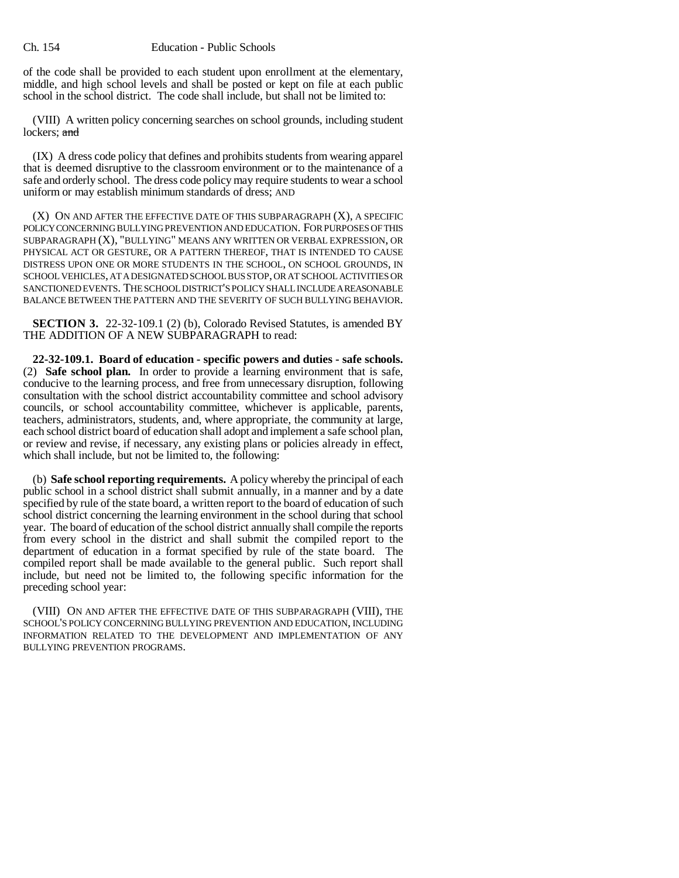of the code shall be provided to each student upon enrollment at the elementary, middle, and high school levels and shall be posted or kept on file at each public school in the school district. The code shall include, but shall not be limited to:

(VIII) A written policy concerning searches on school grounds, including student lockers; ~~and~~

(IX) A dress code policy that defines and prohibits students from wearing apparel that is deemed disruptive to the classroom environment or to the maintenance of a safe and orderly school. The dress code policy may require students to wear a school uniform or may establish minimum standards of dress; AND

(X) ON AND AFTER THE EFFECTIVE DATE OF THIS SUBPARAGRAPH (X), A SPECIFIC POLICY CONCERNING BULLYING PREVENTION AND EDUCATION. FOR PURPOSES OF THIS SUBPARAGRAPH (X), "BULLYING" MEANS ANY WRITTEN OR VERBAL EXPRESSION, OR PHYSICAL ACT OR GESTURE, OR A PATTERN THEREOF, THAT IS INTENDED TO CAUSE DISTRESS UPON ONE OR MORE STUDENTS IN THE SCHOOL, ON SCHOOL GROUNDS, IN SCHOOL VEHICLES, AT A DESIGNATED SCHOOL BUS STOP, OR AT SCHOOL ACTIVITIES OR SANCTIONED EVENTS. THE SCHOOL DISTRICT'S POLICY SHALL INCLUDE A REASONABLE BALANCE BETWEEN THE PATTERN AND THE SEVERITY OF SUCH BULLYING BEHAVIOR.

**SECTION 3.** 22-32-109.1 (2) (b), Colorado Revised Statutes, is amended BY THE ADDITION OF A NEW SUBPARAGRAPH to read:

**22-32-109.1. Board of education - specific powers and duties - safe schools.** (2) **Safe school plan.** In order to provide a learning environment that is safe, conducive to the learning process, and free from unnecessary disruption, following consultation with the school district accountability committee and school advisory councils, or school accountability committee, whichever is applicable, parents, teachers, administrators, students, and, where appropriate, the community at large, each school district board of education shall adopt and implement a safe school plan, or review and revise, if necessary, any existing plans or policies already in effect, which shall include, but not be limited to, the following:

(b) **Safe school reporting requirements.** A policy whereby the principal of each public school in a school district shall submit annually, in a manner and by a date specified by rule of the state board, a written report to the board of education of such school district concerning the learning environment in the school during that school year. The board of education of the school district annually shall compile the reports from every school in the district and shall submit the compiled report to the department of education in a format specified by rule of the state board. The compiled report shall be made available to the general public. Such report shall include, but need not be limited to, the following specific information for the preceding school year:

(VIII) ON AND AFTER THE EFFECTIVE DATE OF THIS SUBPARAGRAPH (VIII), THE SCHOOL'S POLICY CONCERNING BULLYING PREVENTION AND EDUCATION, INCLUDING INFORMATION RELATED TO THE DEVELOPMENT AND IMPLEMENTATION OF ANY BULLYING PREVENTION PROGRAMS.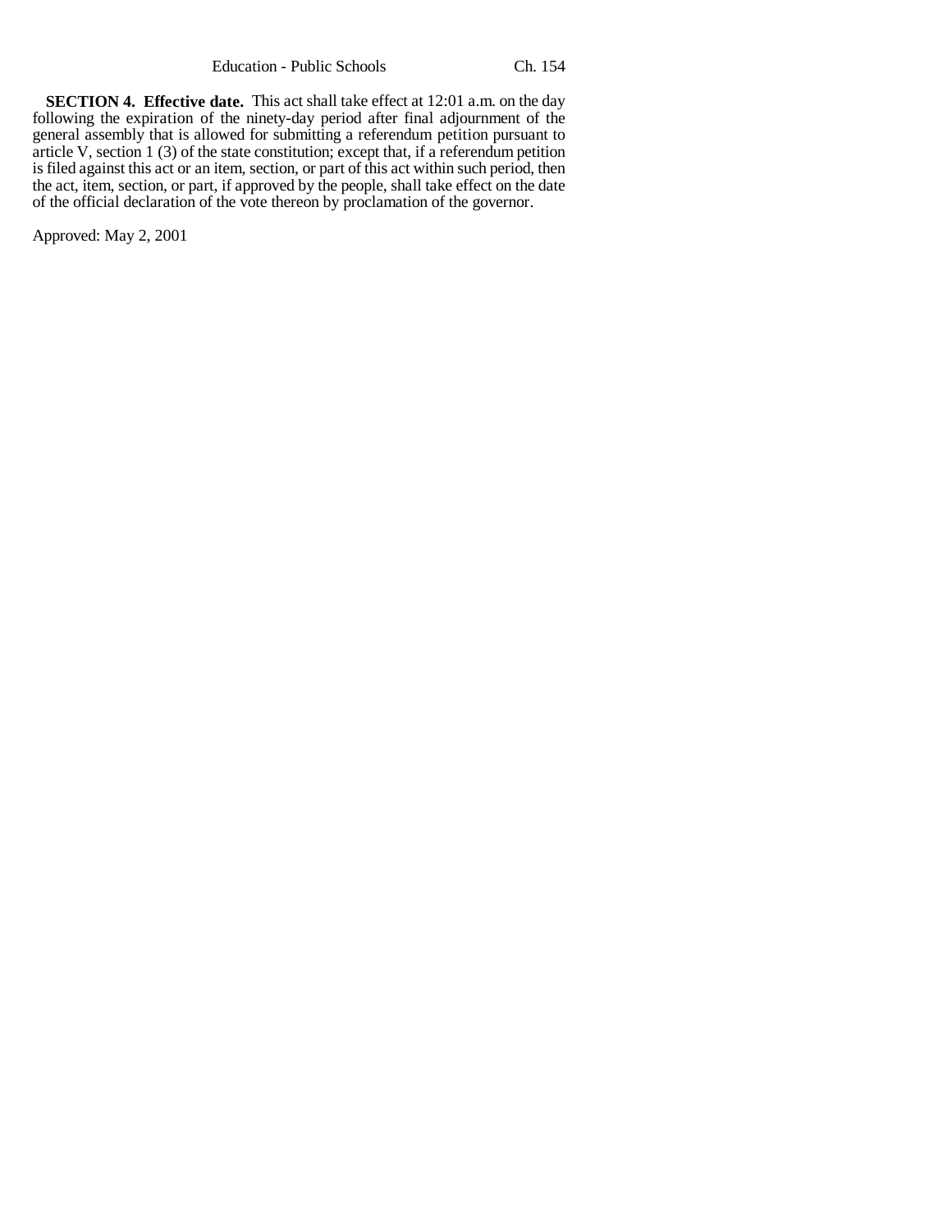**SECTION 4. Effective date.** This act shall take effect at 12:01 a.m. on the day following the expiration of the ninety-day period after final adjournment of the general assembly that is allowed for submitting a referendum petition pursuant to article V, section 1 (3) of the state constitution; except that, if a referendum petition is filed against this act or an item, section, or part of this act within such period, then the act, item, section, or part, if approved by the people, shall take effect on the date of the official declaration of the vote thereon by proclamation of the governor.

Approved: May 2, 2001